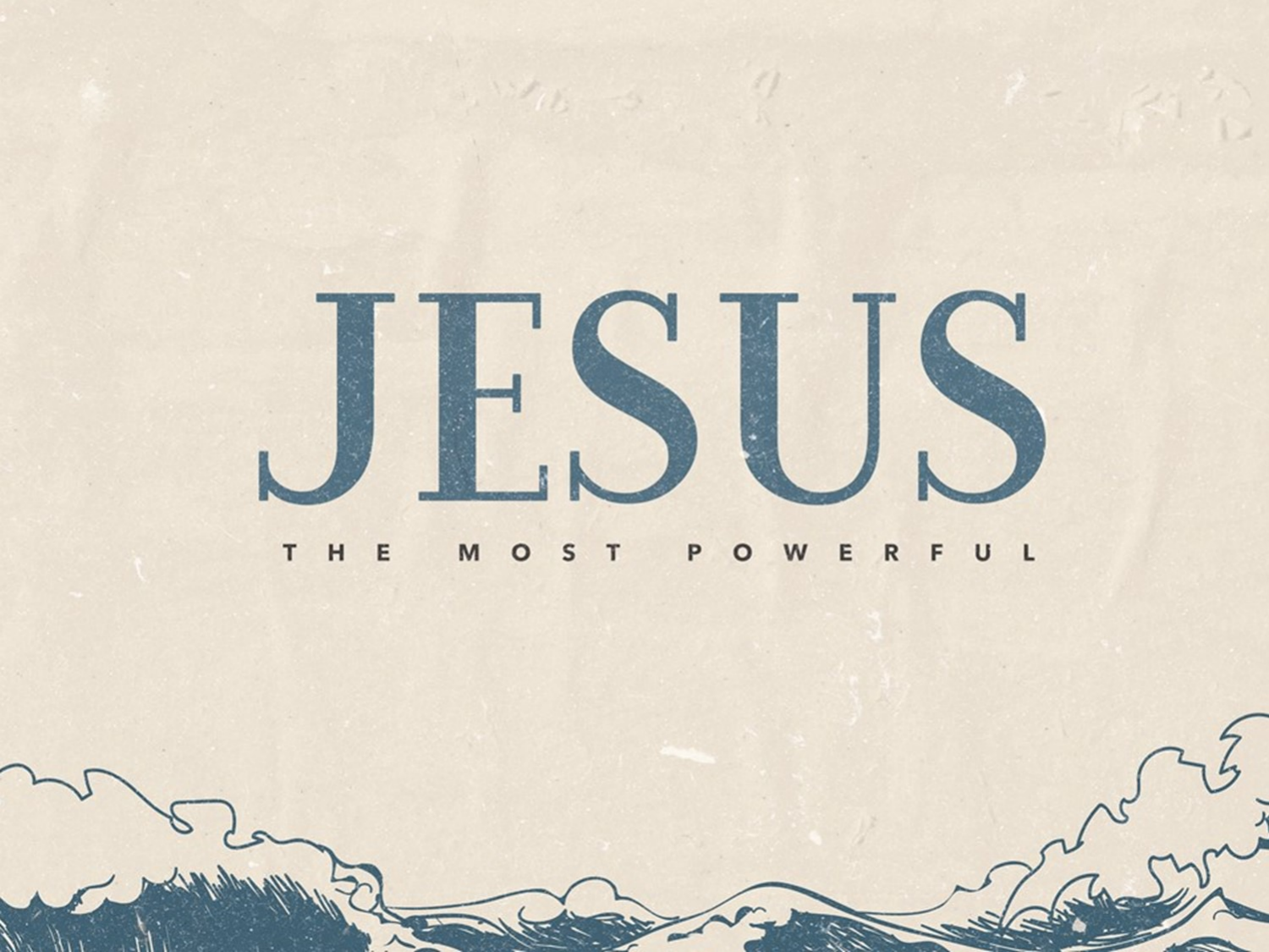# JESUS

THE MOST POWERFUL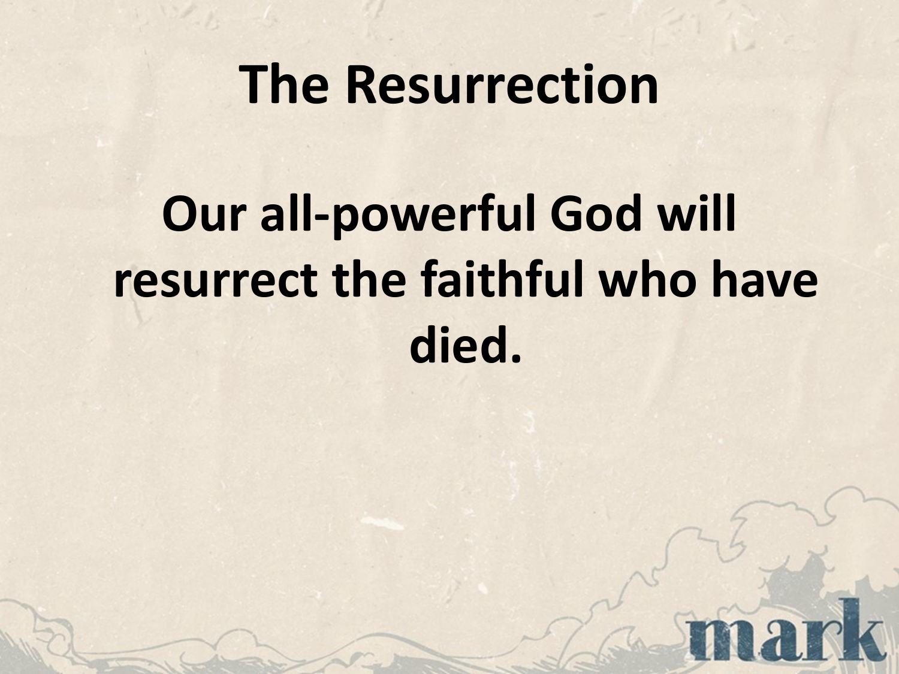# The Resurrection

**Our all-powerful God will resurrect the faithful who have died.**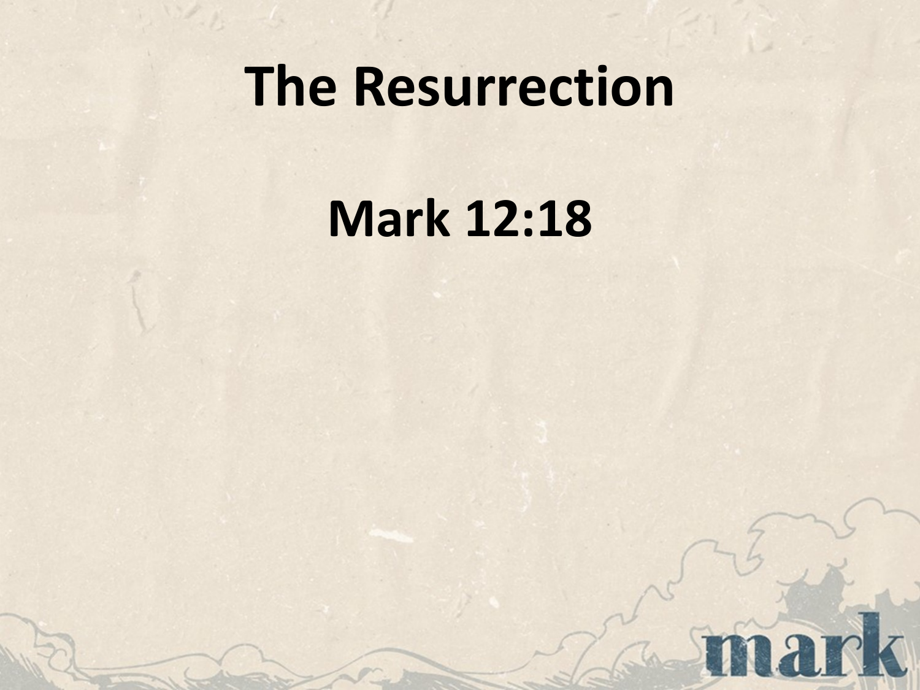# The Resurrection

## Mark 12:18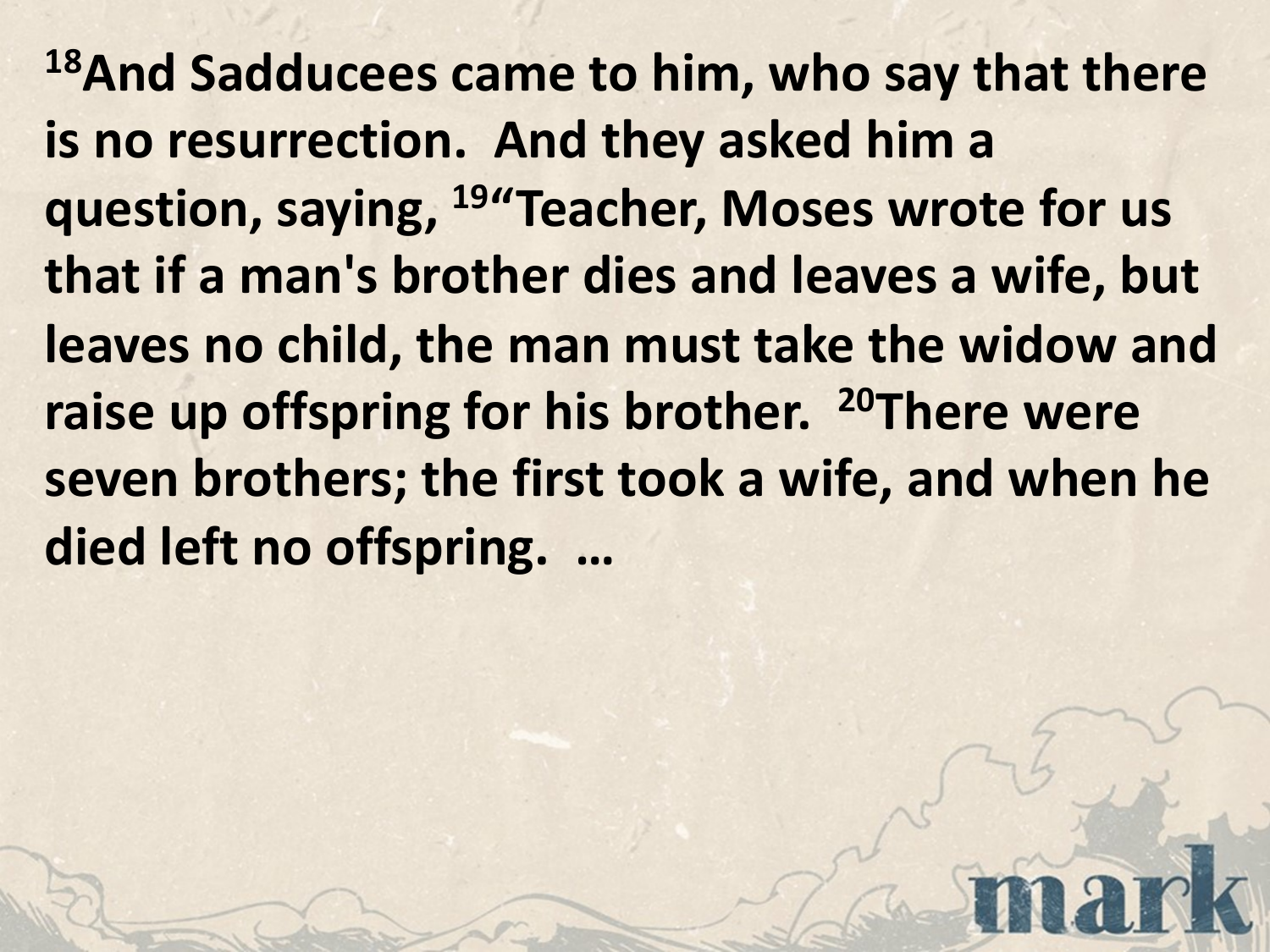**[18]And Sadducees came to him, who say that there is no resurrection. And they asked him a question, saying, [19]"Teacher, Moses wrote for us that if a man's brother dies and leaves a wife, but leaves no child, the man must take the widow and raise up offspring for his brother. [20]There were seven brothers; the first took a wife, and when he died left no offspring. …**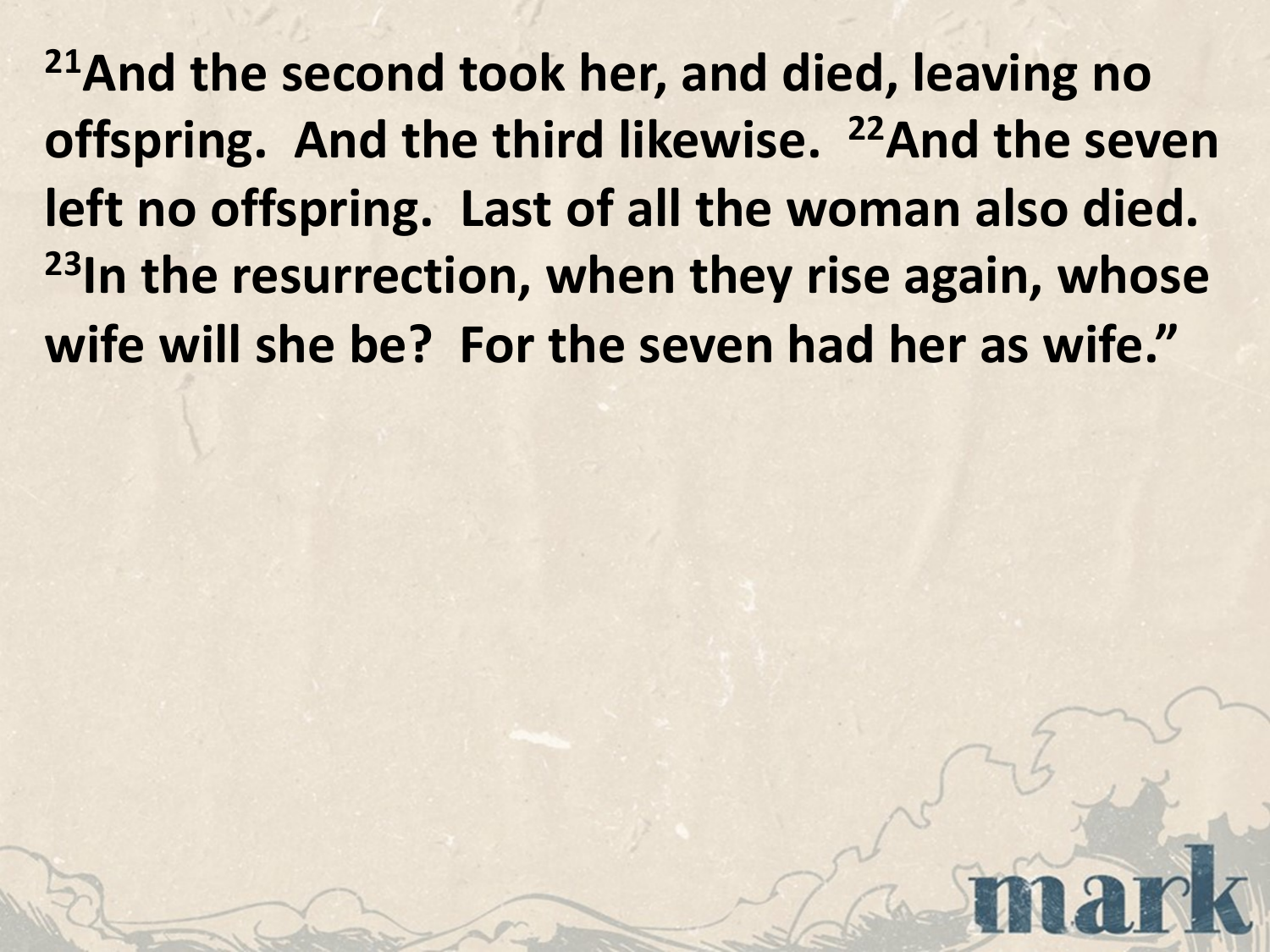**[21]And the second took her, and died, leaving no offspring. And the third likewise. [22]And the seven left no offspring. Last of all the woman also died. [23]In the resurrection, when they rise again, whose wife will she be? For the seven had her as wife."**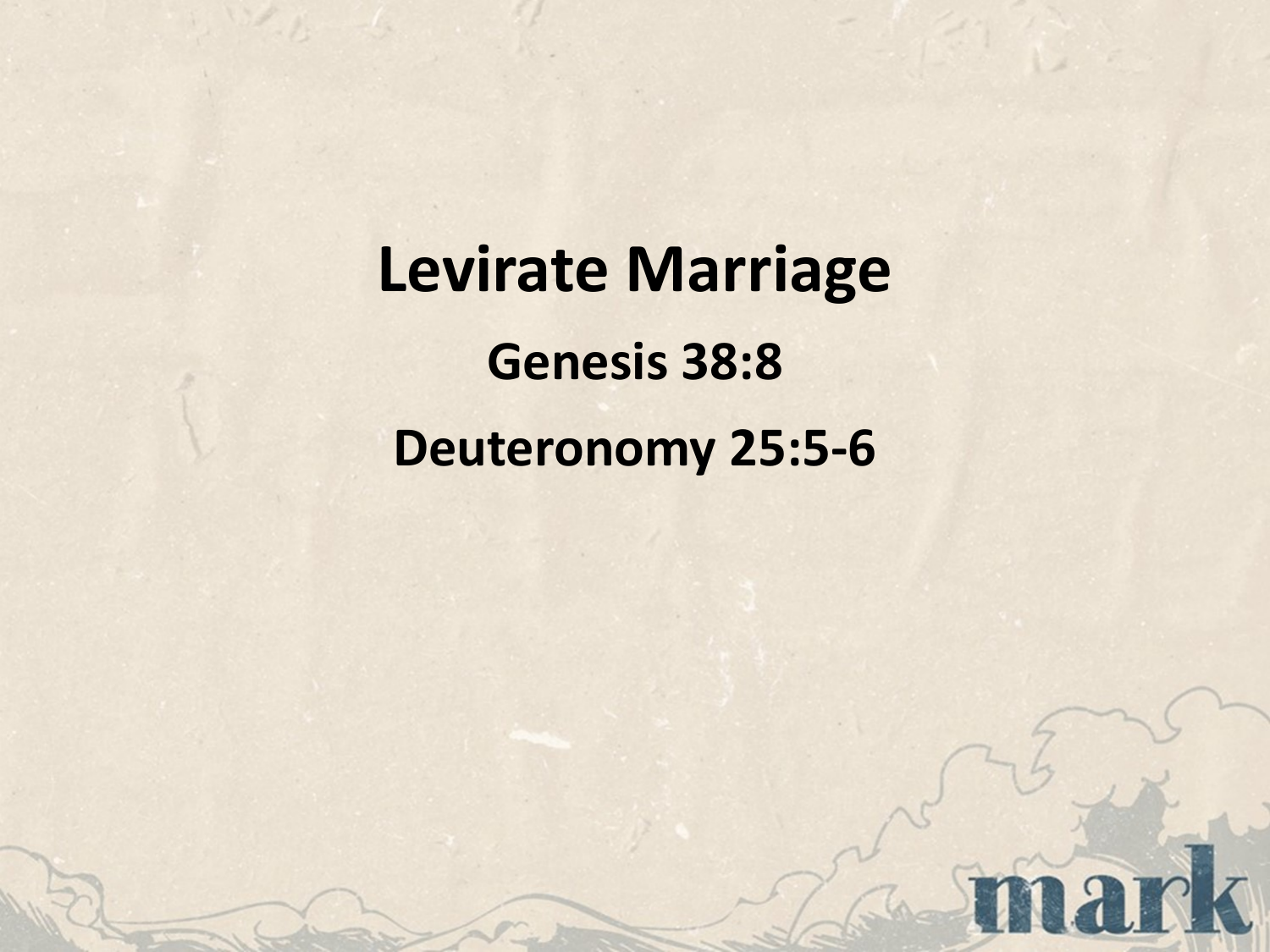# Levirate Marriage

**Genesis 38:8**

**Deuteronomy 25:5-6**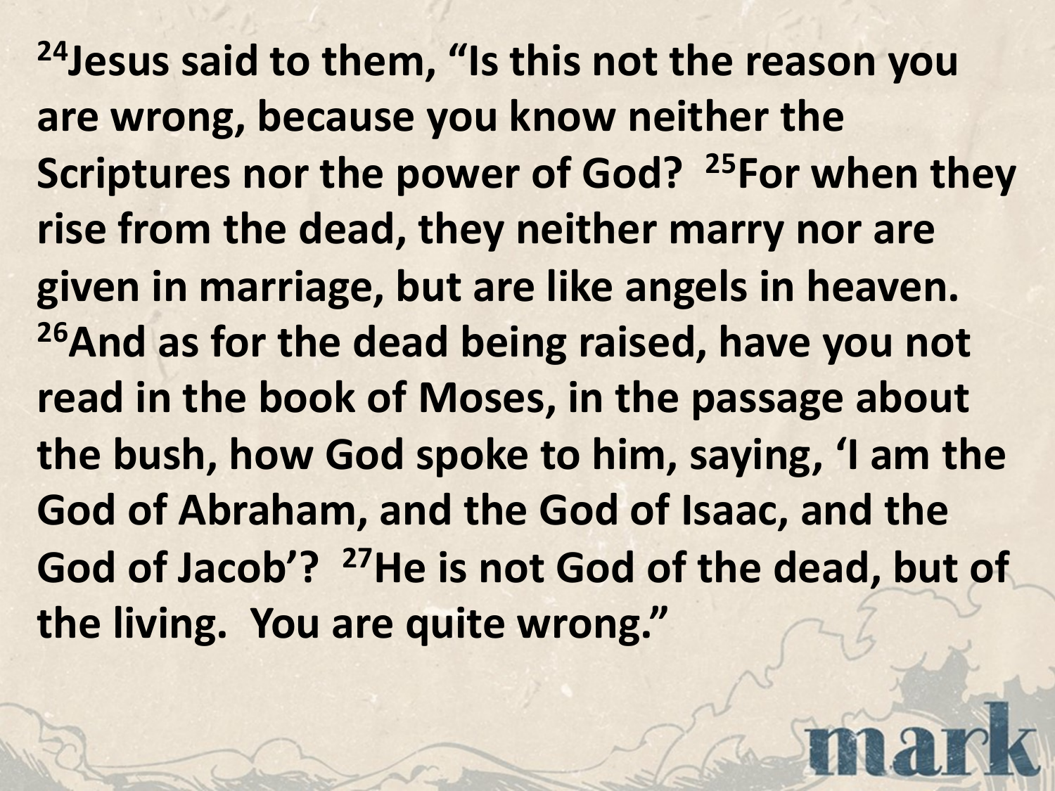**[24]Jesus said to them, "Is this not the reason you are wrong, because you know neither the Scriptures nor the power of God? [25]For when they rise from the dead, they neither marry nor are given in marriage, but are like angels in heaven. [26]And as for the dead being raised, have you not read in the book of Moses, in the passage about the bush, how God spoke to him, saying, 'I am the God of Abraham, and the God of Isaac, and the God of Jacob'? [27]He is not God of the dead, but of the living. You are quite wrong."**

mark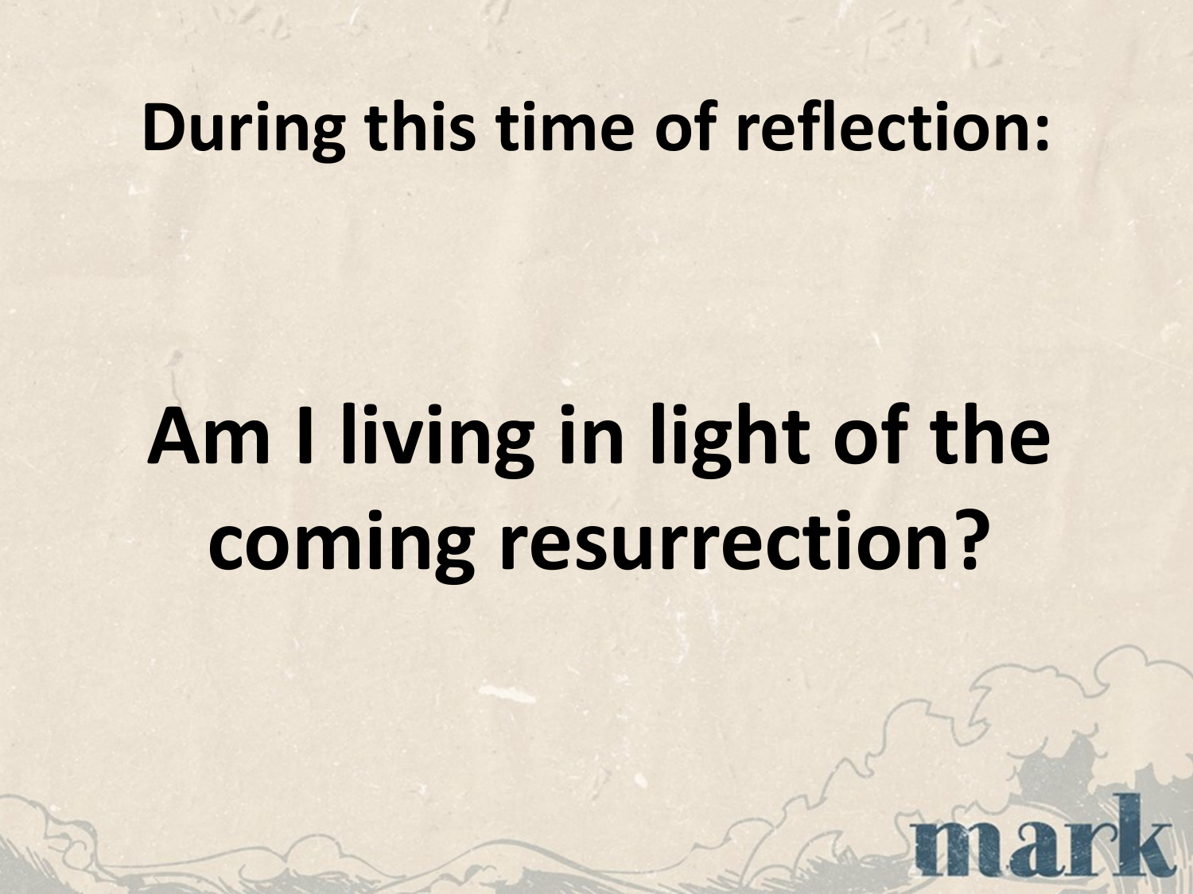# During this time of reflection:

# Am I living in light of the coming resurrection?

mark